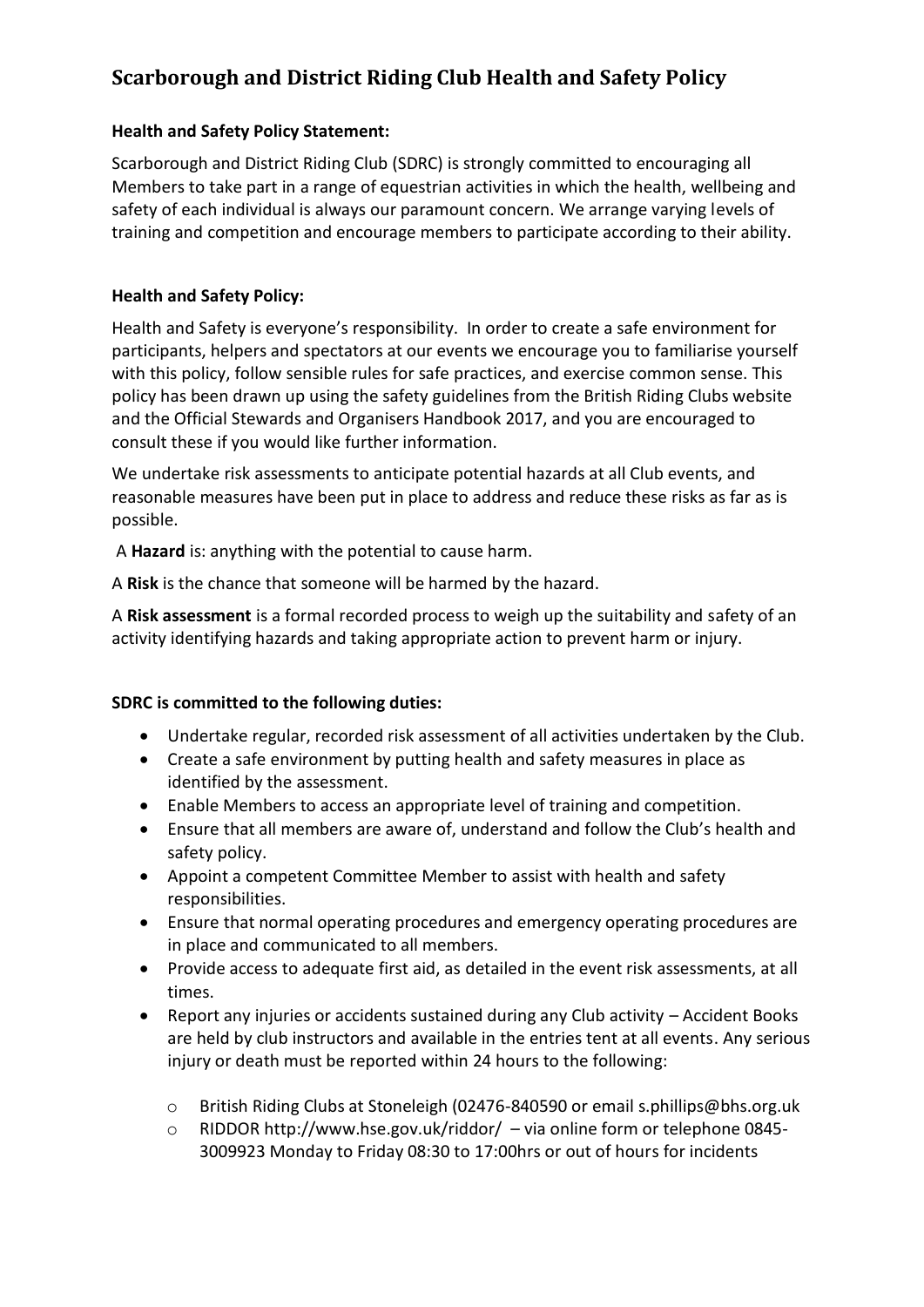# Scarborough and District Riding Club Health and Safety Policy

**Health and Safety Policy Statement:**

Scarborough and District Riding Club (SDRC) is strongly committed to encouraging all Members to take part in a range of equestrian activities in which the health, wellbeing and safety of each individual is always our paramount concern. We arrange varying levels of training and competition and encourage members to participate according to their ability.

**Health and Safety Policy:**

Health and Safety is everyone's responsibility. In order to create a safe environment for participants, helpers and spectators at our events we encourage you to familiarise yourself with this policy, follow sensible rules for safe practices, and exercise common sense. This policy has been drawn up using the safety guidelines from the British Riding Clubs website and the Official Stewards and Organisers Handbook 2017, and you are encouraged to consult these if you would like further information.

We undertake risk assessments to anticipate potential hazards at all Club events, and reasonable measures have been put in place to address and reduce these risks as far as is possible.

A **Hazard** is: anything with the potential to cause harm.

A **Risk** is the chance that someone will be harmed by the hazard.

A **Risk assessment** is a formal recorded process to weigh up the suitability and safety of an activity identifying hazards and taking appropriate action to prevent harm or injury.

**SDRC is committed to the following duties:**

- Undertake regular, recorded risk assessment of all activities undertaken by the Club.
- Create a safe environment by putting health and safety measures in place as identified by the assessment.
- Enable Members to access an appropriate level of training and competition.
- Ensure that all members are aware of, understand and follow the Club's health and safety policy.
- Appoint a competent Committee Member to assist with health and safety responsibilities.
- Ensure that normal operating procedures and emergency operating procedures are in place and communicated to all members.
- Provide access to adequate first aid, as detailed in the event risk assessments, at all times.
- Report any injuries or accidents sustained during any Club activity – Accident Books are held by club instructors and available in the entries tent at all events. Any serious injury or death must be reported within 24 hours to the following:
    - British Riding Clubs at Stoneleigh (02476-840590 or email s.phillips@bhs.org.uk
    - RIDDOR http://www.hse.gov.uk/riddor/ – via online form or telephone 0845-3009923 Monday to Friday 08:30 to 17:00hrs or out of hours for incidents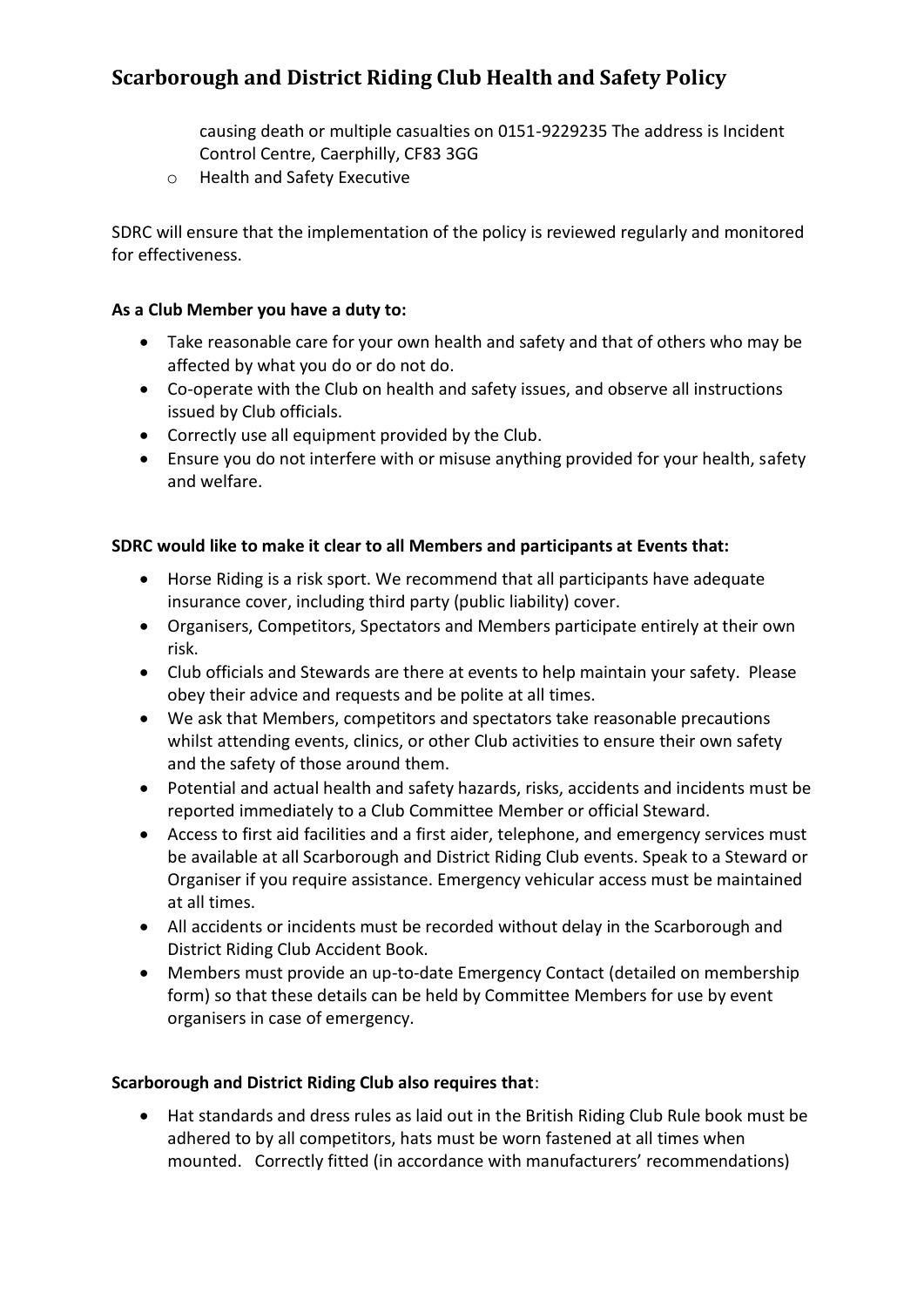causing death or multiple casualties on 0151-9229235 The address is Incident Control Centre, Caerphilly, CF83 3GG

- Health and Safety Executive

SDRC will ensure that the implementation of the policy is reviewed regularly and monitored for effectiveness.

**As a Club Member you have a duty to:**

- Take reasonable care for your own health and safety and that of others who may be affected by what you do or do not do.
- Co-operate with the Club on health and safety issues, and observe all instructions issued by Club officials.
- Correctly use all equipment provided by the Club.
- Ensure you do not interfere with or misuse anything provided for your health, safety and welfare.

**SDRC would like to make it clear to all Members and participants at Events that:**

- Horse Riding is a risk sport. We recommend that all participants have adequate insurance cover, including third party (public liability) cover.
- Organisers, Competitors, Spectators and Members participate entirely at their own risk.
- Club officials and Stewards are there at events to help maintain your safety. Please obey their advice and requests and be polite at all times.
- We ask that Members, competitors and spectators take reasonable precautions whilst attending events, clinics, or other Club activities to ensure their own safety and the safety of those around them.
- Potential and actual health and safety hazards, risks, accidents and incidents must be reported immediately to a Club Committee Member or official Steward.
- Access to first aid facilities and a first aider, telephone, and emergency services must be available at all Scarborough and District Riding Club events. Speak to a Steward or Organiser if you require assistance. Emergency vehicular access must be maintained at all times.
- All accidents or incidents must be recorded without delay in the Scarborough and District Riding Club Accident Book.
- Members must provide an up-to-date Emergency Contact (detailed on membership form) so that these details can be held by Committee Members for use by event organisers in case of emergency.

**Scarborough and District Riding Club also requires that**:

- Hat standards and dress rules as laid out in the British Riding Club Rule book must be adhered to by all competitors, hats must be worn fastened at all times when mounted. Correctly fitted (in accordance with manufacturers' recommendations)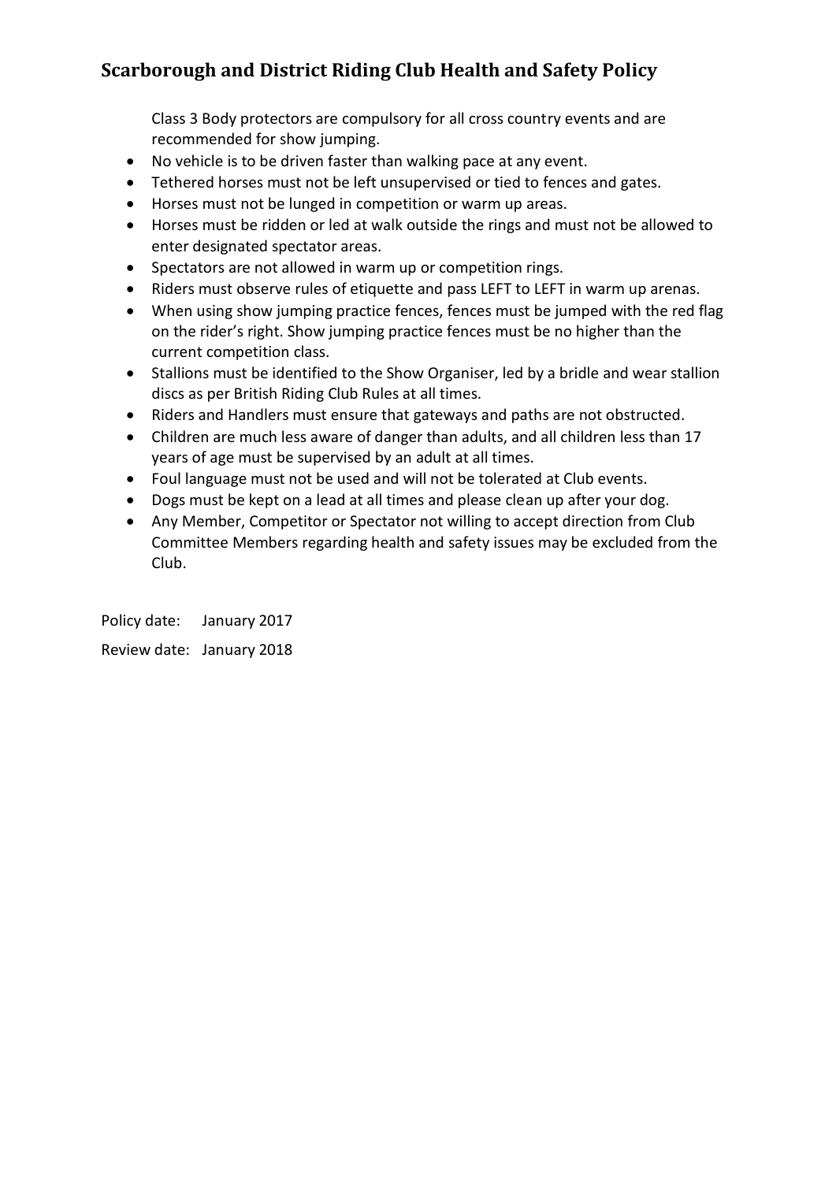Class 3 Body protectors are compulsory for all cross country events and are recommended for show jumping.

- No vehicle is to be driven faster than walking pace at any event.
- Tethered horses must not be left unsupervised or tied to fences and gates.
- Horses must not be lunged in competition or warm up areas.
- Horses must be ridden or led at walk outside the rings and must not be allowed to enter designated spectator areas.
- Spectators are not allowed in warm up or competition rings.
- Riders must observe rules of etiquette and pass LEFT to LEFT in warm up arenas.
- When using show jumping practice fences, fences must be jumped with the red flag on the rider's right. Show jumping practice fences must be no higher than the current competition class.
- Stallions must be identified to the Show Organiser, led by a bridle and wear stallion discs as per British Riding Club Rules at all times.
- Riders and Handlers must ensure that gateways and paths are not obstructed.
- Children are much less aware of danger than adults, and all children less than 17 years of age must be supervised by an adult at all times.
- Foul language must not be used and will not be tolerated at Club events.
- Dogs must be kept on a lead at all times and please clean up after your dog.
- Any Member, Competitor or Spectator not willing to accept direction from Club Committee Members regarding health and safety issues may be excluded from the Club.

Policy date: January 2017

Review date: January 2018